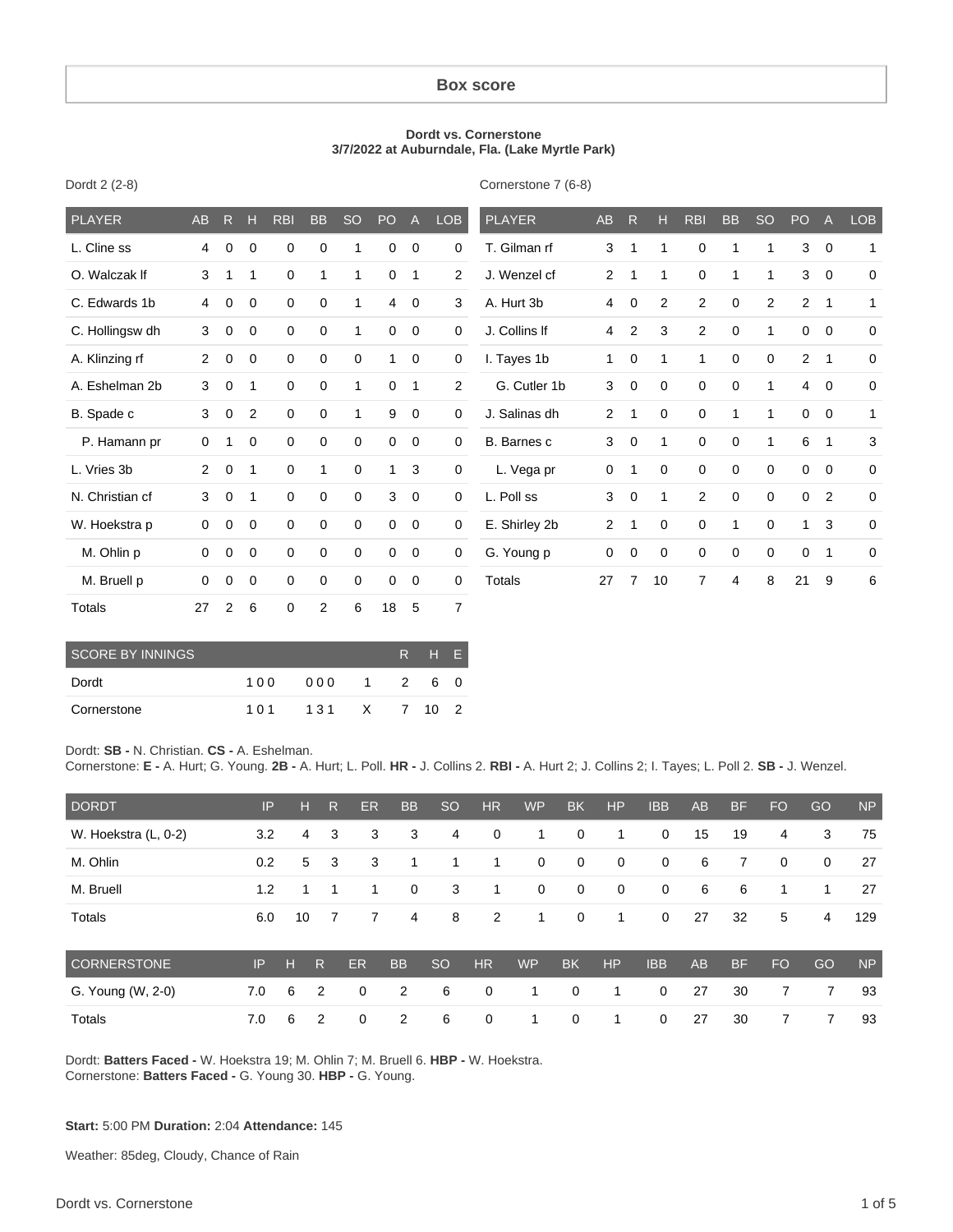## Box score

**Dordt vs. Cornerstone**
**3/7/2022 at Auburndale, Fla. (Lake Myrtle Park)**

Dordt 2 (2-8)

| PLAYER | AB | R | H | RBI | BB | SO | PO | A | LOB |
|---|---|---|---|---|---|---|---|---|---|
| L. Cline ss | 4 | 0 | 0 | 0 | 0 | 1 | 0 | 0 | 0 |
| O. Walczak lf | 3 | 1 | 1 | 0 | 1 | 1 | 0 | 1 | 2 |
| C. Edwards 1b | 4 | 0 | 0 | 0 | 0 | 1 | 4 | 0 | 3 |
| C. Hollingsw dh | 3 | 0 | 0 | 0 | 0 | 1 | 0 | 0 | 0 |
| A. Klinzing rf | 2 | 0 | 0 | 0 | 0 | 0 | 1 | 0 | 0 |
| A. Eshelman 2b | 3 | 0 | 1 | 0 | 0 | 1 | 0 | 1 | 2 |
| B. Spade c | 3 | 0 | 2 | 0 | 0 | 1 | 9 | 0 | 0 |
| P. Hamann pr | 0 | 1 | 0 | 0 | 0 | 0 | 0 | 0 | 0 |
| L. Vries 3b | 2 | 0 | 1 | 0 | 1 | 0 | 1 | 3 | 0 |
| N. Christian cf | 3 | 0 | 1 | 0 | 0 | 0 | 3 | 0 | 0 |
| W. Hoekstra p | 0 | 0 | 0 | 0 | 0 | 0 | 0 | 0 | 0 |
| M. Ohlin p | 0 | 0 | 0 | 0 | 0 | 0 | 0 | 0 | 0 |
| M. Bruell p | 0 | 0 | 0 | 0 | 0 | 0 | 0 | 0 | 0 |
| Totals | 27 | 2 | 6 | 0 | 2 | 6 | 18 | 5 | 7 |

Cornerstone 7 (6-8)

| PLAYER | AB | R | H | RBI | BB | SO | PO | A | LOB |
|---|---|---|---|---|---|---|---|---|---|
| T. Gilman rf | 3 | 1 | 1 | 0 | 1 | 1 | 3 | 0 | 1 |
| J. Wenzel cf | 2 | 1 | 1 | 0 | 1 | 1 | 3 | 0 | 0 |
| A. Hurt 3b | 4 | 0 | 2 | 2 | 0 | 2 | 2 | 1 | 1 |
| J. Collins lf | 4 | 2 | 3 | 2 | 0 | 1 | 0 | 0 | 0 |
| I. Tayes 1b | 1 | 0 | 1 | 1 | 0 | 0 | 2 | 1 | 0 |
| G. Cutler 1b | 3 | 0 | 0 | 0 | 0 | 1 | 4 | 0 | 0 |
| J. Salinas dh | 2 | 1 | 0 | 0 | 1 | 1 | 0 | 0 | 1 |
| B. Barnes c | 3 | 0 | 1 | 0 | 0 | 1 | 6 | 1 | 3 |
| L. Vega pr | 0 | 1 | 0 | 0 | 0 | 0 | 0 | 0 | 0 |
| L. Poll ss | 3 | 0 | 1 | 2 | 0 | 0 | 0 | 2 | 0 |
| E. Shirley 2b | 2 | 1 | 0 | 0 | 1 | 0 | 1 | 3 | 0 |
| G. Young p | 0 | 0 | 0 | 0 | 0 | 0 | 0 | 1 | 0 |
| Totals | 27 | 7 | 10 | 7 | 4 | 8 | 21 | 9 | 6 |

| SCORE BY INNINGS | | | | R | H | E |
|---|---|---|---|---|---|---|
| Dordt | 100 | 000 | 1 | 2 | 6 | 0 |
| Cornerstone | 101 | 131 | X | 7 | 10 | 2 |

Dordt: **SB -** N. Christian. **CS -** A. Eshelman.
Cornerstone: **E -** A. Hurt; G. Young. **2B -** A. Hurt; L. Poll. **HR -** J. Collins 2. **RBI -** A. Hurt 2; J. Collins 2; I. Tayes; L. Poll 2. **SB -** J. Wenzel.

| DORDT | IP | H | R | ER | BB | SO | HR | WP | BK | HP | IBB | AB | BF | FO | GO | NP |
|---|---|---|---|---|---|---|---|---|---|---|---|---|---|---|---|---|
| W. Hoekstra (L, 0-2) | 3.2 | 4 | 3 | 3 | 3 | 4 | 0 | 1 | 0 | 1 | 0 | 15 | 19 | 4 | 3 | 75 |
| M. Ohlin | 0.2 | 5 | 3 | 3 | 1 | 1 | 1 | 0 | 0 | 0 | 0 | 6 | 7 | 0 | 0 | 27 |
| M. Bruell | 1.2 | 1 | 1 | 1 | 0 | 3 | 1 | 0 | 0 | 0 | 0 | 6 | 6 | 1 | 1 | 27 |
| Totals | 6.0 | 10 | 7 | 7 | 4 | 8 | 2 | 1 | 0 | 1 | 0 | 27 | 32 | 5 | 4 | 129 |

| CORNERSTONE | IP | H | R | ER | BB | SO | HR | WP | BK | HP | IBB | AB | BF | FO | GO | NP |
|---|---|---|---|---|---|---|---|---|---|---|---|---|---|---|---|---|
| G. Young (W, 2-0) | 7.0 | 6 | 2 | 0 | 2 | 6 | 0 | 1 | 0 | 1 | 0 | 27 | 30 | 7 | 7 | 93 |
| Totals | 7.0 | 6 | 2 | 0 | 2 | 6 | 0 | 1 | 0 | 1 | 0 | 27 | 30 | 7 | 7 | 93 |

Dordt: **Batters Faced -** W. Hoekstra 19; M. Ohlin 7; M. Bruell 6. **HBP -** W. Hoekstra.
Cornerstone: **Batters Faced -** G. Young 30. **HBP -** G. Young.

**Start:** 5:00 PM **Duration:** 2:04 **Attendance:** 145

Weather: 85deg, Cloudy, Chance of Rain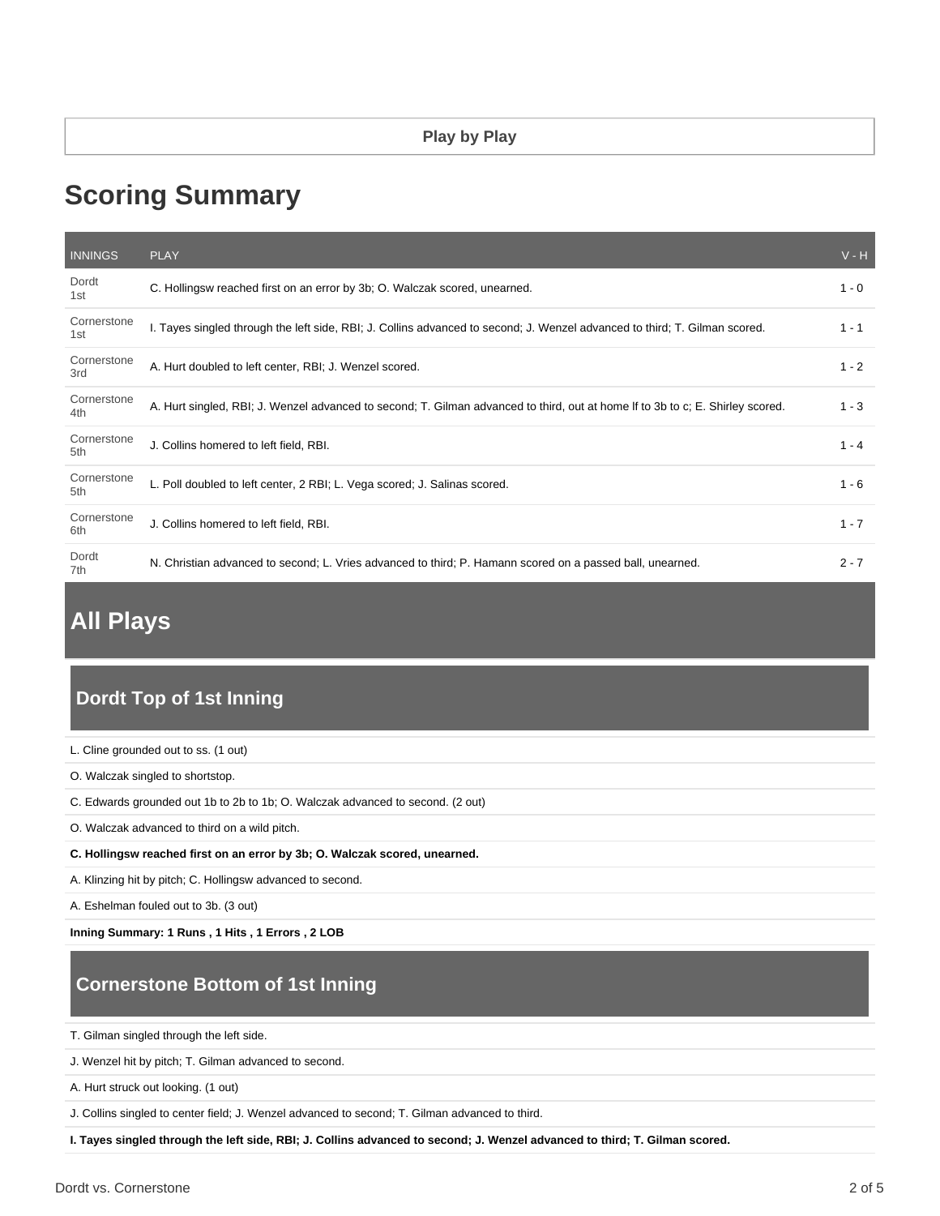Play by Play

# Scoring Summary

| INNINGS | PLAY | V - H |
|---|---|---|
| Dordt 1st | C. Hollingsw reached first on an error by 3b; O. Walczak scored, unearned. | 1 - 0 |
| Cornerstone 1st | I. Tayes singled through the left side, RBI; J. Collins advanced to second; J. Wenzel advanced to third; T. Gilman scored. | 1 - 1 |
| Cornerstone 3rd | A. Hurt doubled to left center, RBI; J. Wenzel scored. | 1 - 2 |
| Cornerstone 4th | A. Hurt singled, RBI; J. Wenzel advanced to second; T. Gilman advanced to third, out at home lf to 3b to c; E. Shirley scored. | 1 - 3 |
| Cornerstone 5th | J. Collins homered to left field, RBI. | 1 - 4 |
| Cornerstone 5th | L. Poll doubled to left center, 2 RBI; L. Vega scored; J. Salinas scored. | 1 - 6 |
| Cornerstone 6th | J. Collins homered to left field, RBI. | 1 - 7 |
| Dordt 7th | N. Christian advanced to second; L. Vries advanced to third; P. Hamann scored on a passed ball, unearned. | 2 - 7 |

# All Plays

## Dordt Top of 1st Inning

L. Cline grounded out to ss. (1 out)

O. Walczak singled to shortstop.

C. Edwards grounded out 1b to 2b to 1b; O. Walczak advanced to second. (2 out)

O. Walczak advanced to third on a wild pitch.

**C. Hollingsw reached first on an error by 3b; O. Walczak scored, unearned.**

A. Klinzing hit by pitch; C. Hollingsw advanced to second.

A. Eshelman fouled out to 3b. (3 out)

**Inning Summary: 1 Runs , 1 Hits , 1 Errors , 2 LOB**

## Cornerstone Bottom of 1st Inning

T. Gilman singled through the left side.

J. Wenzel hit by pitch; T. Gilman advanced to second.

A. Hurt struck out looking. (1 out)

J. Collins singled to center field; J. Wenzel advanced to second; T. Gilman advanced to third.

**I. Tayes singled through the left side, RBI; J. Collins advanced to second; J. Wenzel advanced to third; T. Gilman scored.**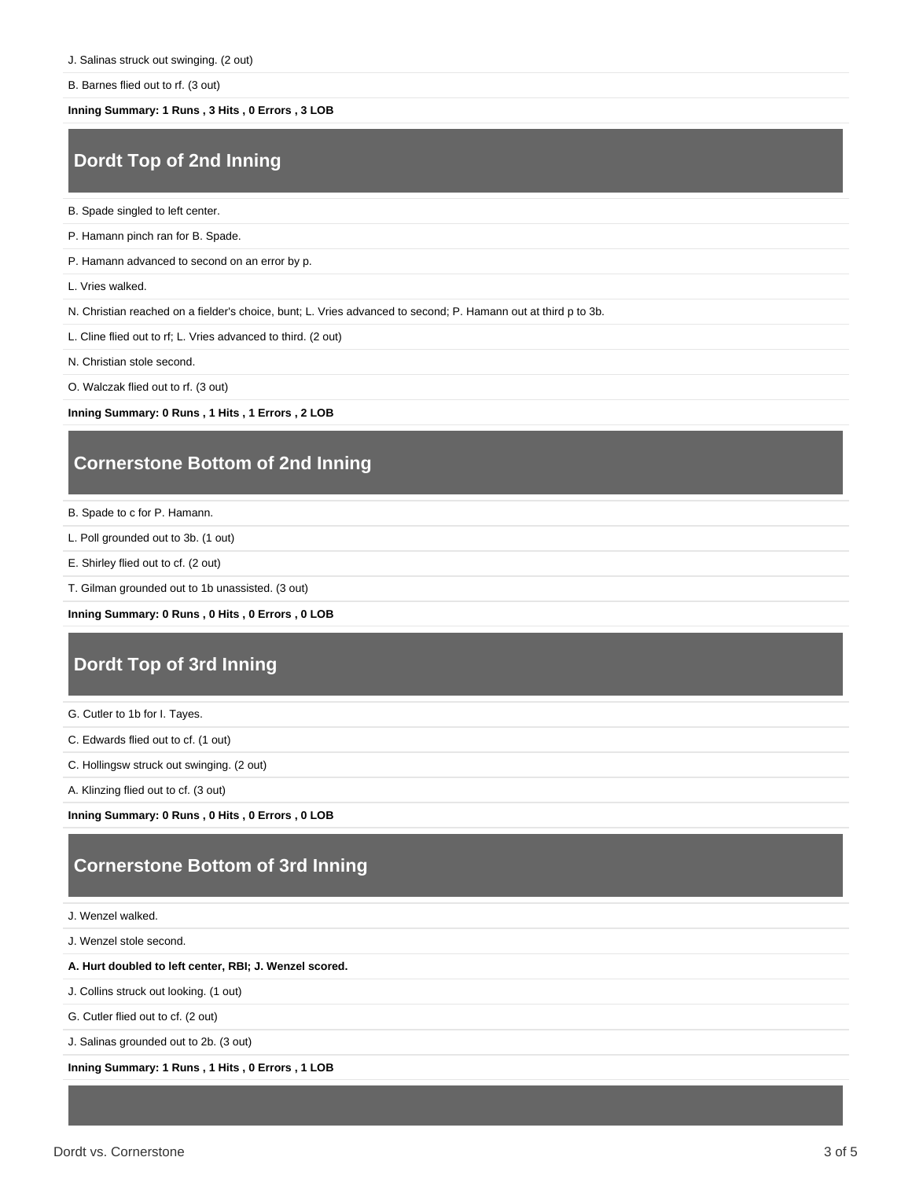J. Salinas struck out swinging. (2 out)

B. Barnes flied out to rf. (3 out)

**Inning Summary: 1 Runs , 3 Hits , 0 Errors , 3 LOB**

## Dordt Top of 2nd Inning

B. Spade singled to left center.

P. Hamann pinch ran for B. Spade.

P. Hamann advanced to second on an error by p.

L. Vries walked.

N. Christian reached on a fielder's choice, bunt; L. Vries advanced to second; P. Hamann out at third p to 3b.

L. Cline flied out to rf; L. Vries advanced to third. (2 out)

N. Christian stole second.

O. Walczak flied out to rf. (3 out)

**Inning Summary: 0 Runs , 1 Hits , 1 Errors , 2 LOB**

## Cornerstone Bottom of 2nd Inning

B. Spade to c for P. Hamann.

L. Poll grounded out to 3b. (1 out)

E. Shirley flied out to cf. (2 out)

T. Gilman grounded out to 1b unassisted. (3 out)

**Inning Summary: 0 Runs , 0 Hits , 0 Errors , 0 LOB**

## Dordt Top of 3rd Inning

G. Cutler to 1b for I. Tayes.

C. Edwards flied out to cf. (1 out)

C. Hollingsw struck out swinging. (2 out)

A. Klinzing flied out to cf. (3 out)

**Inning Summary: 0 Runs , 0 Hits , 0 Errors , 0 LOB**

## Cornerstone Bottom of 3rd Inning

J. Wenzel walked.

J. Wenzel stole second.

**A. Hurt doubled to left center, RBI; J. Wenzel scored.**

J. Collins struck out looking. (1 out)

G. Cutler flied out to cf. (2 out)

J. Salinas grounded out to 2b. (3 out)

**Inning Summary: 1 Runs , 1 Hits , 0 Errors , 1 LOB**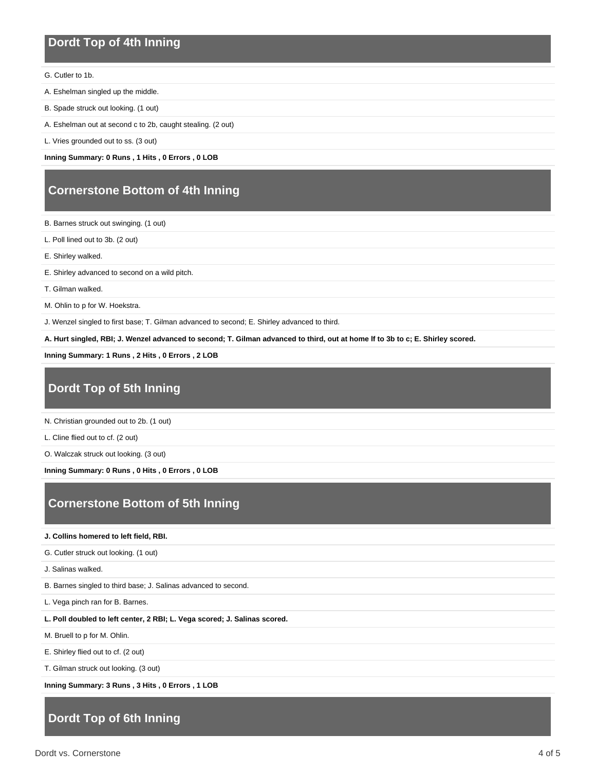## Dordt Top of 4th Inning

G. Cutler to 1b.

A. Eshelman singled up the middle.

B. Spade struck out looking. (1 out)

A. Eshelman out at second c to 2b, caught stealing. (2 out)

L. Vries grounded out to ss. (3 out)

**Inning Summary: 0 Runs , 1 Hits , 0 Errors , 0 LOB**

## Cornerstone Bottom of 4th Inning

B. Barnes struck out swinging. (1 out)

L. Poll lined out to 3b. (2 out)

E. Shirley walked.

E. Shirley advanced to second on a wild pitch.

T. Gilman walked.

M. Ohlin to p for W. Hoekstra.

J. Wenzel singled to first base; T. Gilman advanced to second; E. Shirley advanced to third.

**A. Hurt singled, RBI; J. Wenzel advanced to second; T. Gilman advanced to third, out at home lf to 3b to c; E. Shirley scored.**

**Inning Summary: 1 Runs , 2 Hits , 0 Errors , 2 LOB**

## Dordt Top of 5th Inning

N. Christian grounded out to 2b. (1 out)

L. Cline flied out to cf. (2 out)

O. Walczak struck out looking. (3 out)

**Inning Summary: 0 Runs , 0 Hits , 0 Errors , 0 LOB**

## Cornerstone Bottom of 5th Inning

**J. Collins homered to left field, RBI.**

G. Cutler struck out looking. (1 out)

J. Salinas walked.

B. Barnes singled to third base; J. Salinas advanced to second.

L. Vega pinch ran for B. Barnes.

**L. Poll doubled to left center, 2 RBI; L. Vega scored; J. Salinas scored.**

M. Bruell to p for M. Ohlin.

E. Shirley flied out to cf. (2 out)

T. Gilman struck out looking. (3 out)

**Inning Summary: 3 Runs , 3 Hits , 0 Errors , 1 LOB**

## Dordt Top of 6th Inning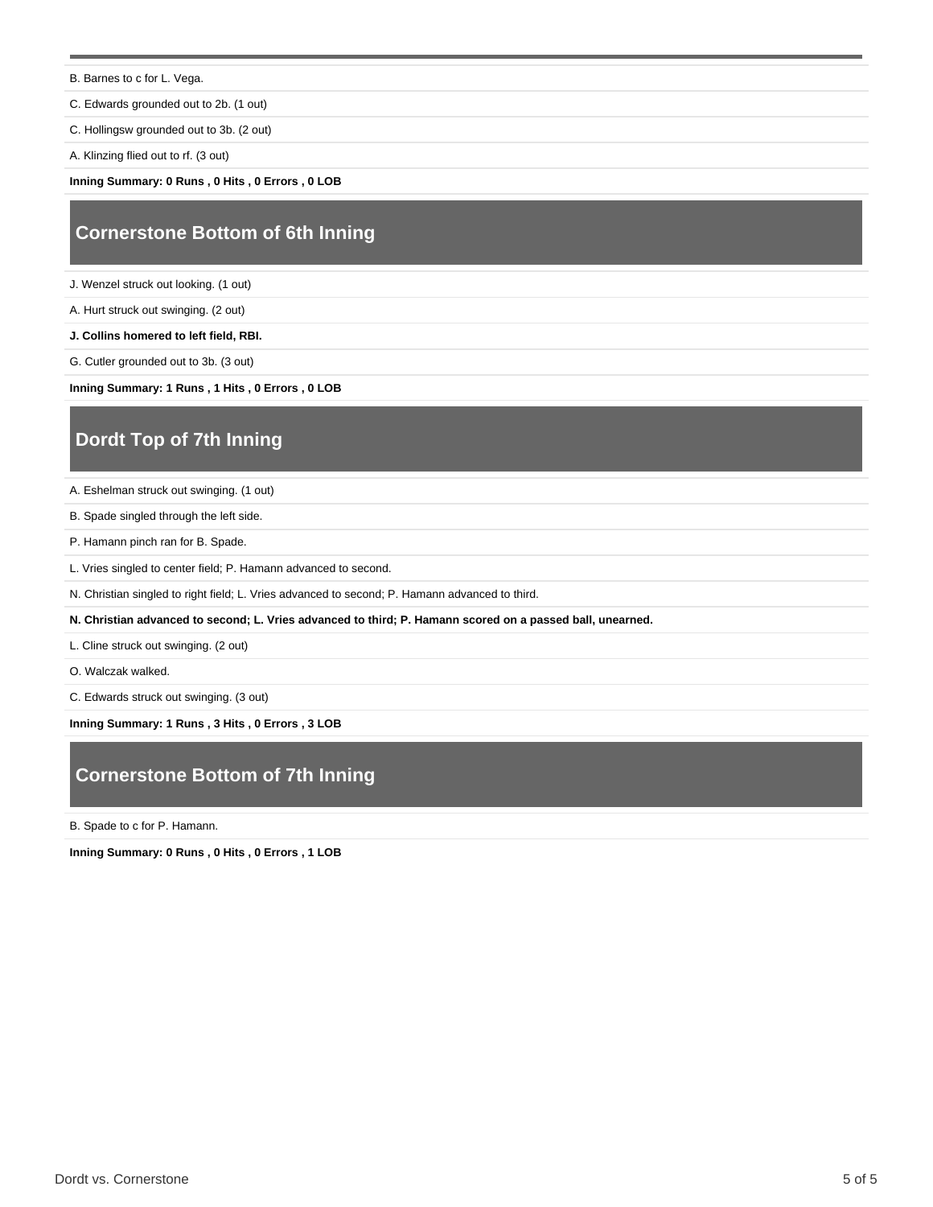B. Barnes to c for L. Vega.

C. Edwards grounded out to 2b. (1 out)

C. Hollingsw grounded out to 3b. (2 out)

A. Klinzing flied out to rf. (3 out)

**Inning Summary: 0 Runs , 0 Hits , 0 Errors , 0 LOB**

## Cornerstone Bottom of 6th Inning

J. Wenzel struck out looking. (1 out)

A. Hurt struck out swinging. (2 out)

**J. Collins homered to left field, RBI.**

G. Cutler grounded out to 3b. (3 out)

**Inning Summary: 1 Runs , 1 Hits , 0 Errors , 0 LOB**

## Dordt Top of 7th Inning

A. Eshelman struck out swinging. (1 out)

B. Spade singled through the left side.

P. Hamann pinch ran for B. Spade.

L. Vries singled to center field; P. Hamann advanced to second.

N. Christian singled to right field; L. Vries advanced to second; P. Hamann advanced to third.

**N. Christian advanced to second; L. Vries advanced to third; P. Hamann scored on a passed ball, unearned.**

L. Cline struck out swinging. (2 out)

O. Walczak walked.

C. Edwards struck out swinging. (3 out)

**Inning Summary: 1 Runs , 3 Hits , 0 Errors , 3 LOB**

## Cornerstone Bottom of 7th Inning

B. Spade to c for P. Hamann.

**Inning Summary: 0 Runs , 0 Hits , 0 Errors , 1 LOB**